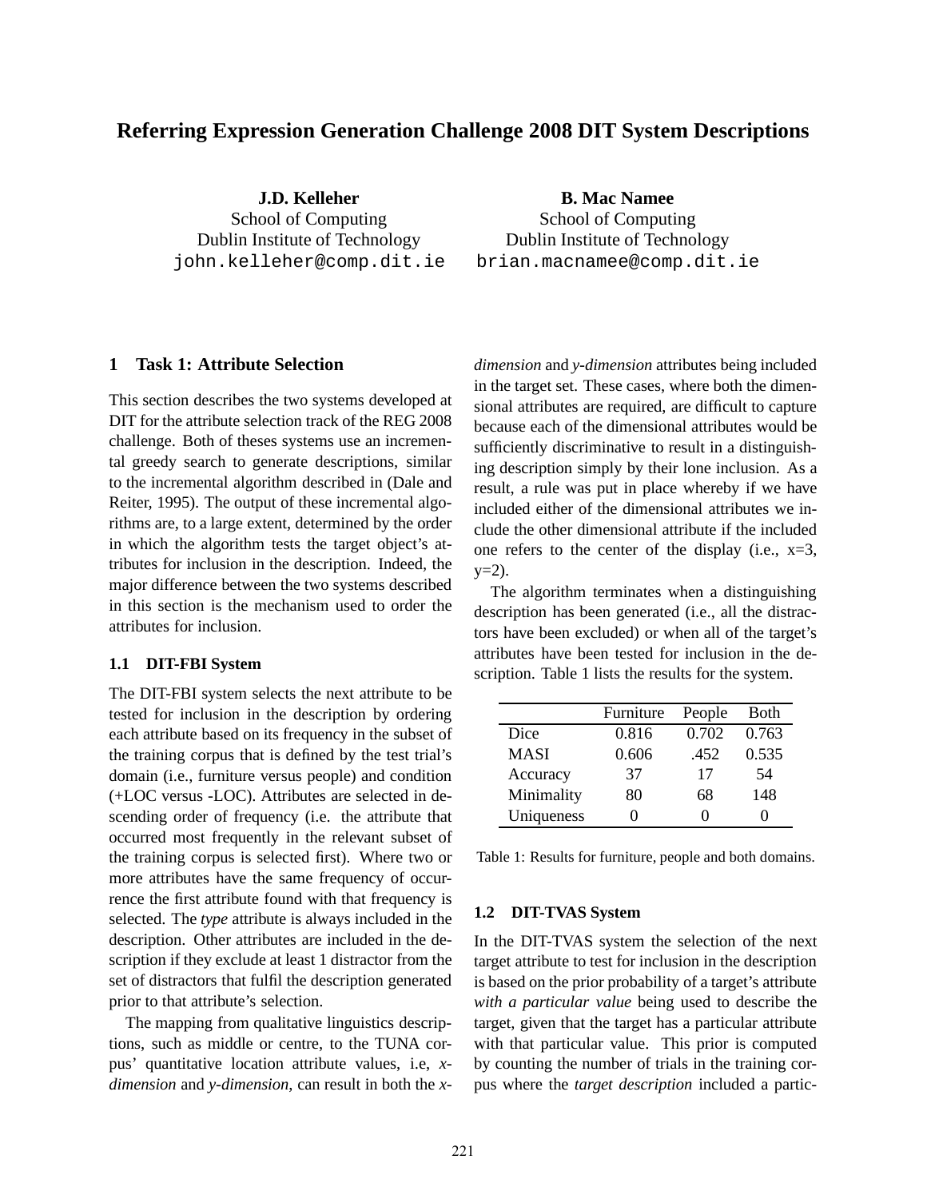# Referring Expression Generation Challenge 2008 DIT System Descriptions

**J.D. Kelleher**
School of Computing
Dublin Institute of Technology
john.kelleher@comp.dit.ie

**B. Mac Namee**
School of Computing
Dublin Institute of Technology
brian.macnamee@comp.dit.ie

## 1 Task 1: Attribute Selection

This section describes the two systems developed at DIT for the attribute selection track of the REG 2008 challenge. Both of theses systems use an incremental greedy search to generate descriptions, similar to the incremental algorithm described in (Dale and Reiter, 1995). The output of these incremental algorithms are, to a large extent, determined by the order in which the algorithm tests the target object's attributes for inclusion in the description. Indeed, the major difference between the two systems described in this section is the mechanism used to order the attributes for inclusion.

### 1.1 DIT-FBI System

The DIT-FBI system selects the next attribute to be tested for inclusion in the description by ordering each attribute based on its frequency in the subset of the training corpus that is defined by the test trial's domain (i.e., furniture versus people) and condition (+LOC versus -LOC). Attributes are selected in descending order of frequency (i.e. the attribute that occurred most frequently in the relevant subset of the training corpus is selected first). Where two or more attributes have the same frequency of occurrence the first attribute found with that frequency is selected. The *type* attribute is always included in the description. Other attributes are included in the description if they exclude at least 1 distractor from the set of distractors that fulfil the description generated prior to that attribute's selection.

The mapping from qualitative linguistics descriptions, such as middle or centre, to the TUNA corpus' quantitative location attribute values, i.e, *x-dimension* and *y-dimension*, can result in both the *x-dimension* and *y-dimension* attributes being included in the target set. These cases, where both the dimensional attributes are required, are difficult to capture because each of the dimensional attributes would be sufficiently discriminative to result in a distinguishing description simply by their lone inclusion. As a result, a rule was put in place whereby if we have included either of the dimensional attributes we include the other dimensional attribute if the included one refers to the center of the display (i.e., x=3, y=2).

The algorithm terminates when a distinguishing description has been generated (i.e., all the distractors have been excluded) or when all of the target's attributes have been tested for inclusion in the description. Table 1 lists the results for the system.

| | Furniture | People | Both |
|---|---|---|---|
| Dice | 0.816 | 0.702 | 0.763 |
| MASI | 0.606 | .452 | 0.535 |
| Accuracy | 37 | 17 | 54 |
| Minimality | 80 | 68 | 148 |
| Uniqueness | 0 | 0 | 0 |

Table 1: Results for furniture, people and both domains.

### 1.2 DIT-TVAS System

In the DIT-TVAS system the selection of the next target attribute to test for inclusion in the description is based on the prior probability of a target's attribute *with a particular value* being used to describe the target, given that the target has a particular attribute with that particular value. This prior is computed by counting the number of trials in the training corpus where the *target description* included a partic-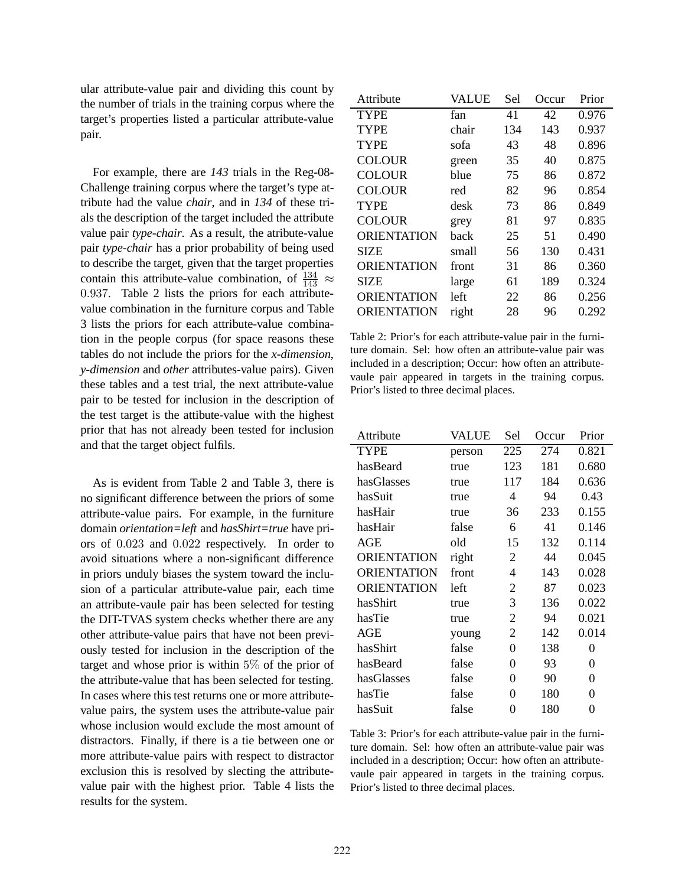ular attribute-value pair and dividing this count by the number of trials in the training corpus where the target's properties listed a particular attribute-value pair.

For example, there are *143* trials in the Reg-08-Challenge training corpus where the target's type attribute had the value *chair*, and in *134* of these trials the description of the target included the attribute value pair *type-chair*. As a result, the atribute-value pair *type-chair* has a prior probability of being used to describe the target, given that the target properties contain this attribute-value combination, of $\frac{134}{143} \approx 0.937$. Table 2 lists the priors for each attribute-value combination in the furniture corpus and Table 3 lists the priors for each attribute-value combination in the people corpus (for space reasons these tables do not include the priors for the *x-dimension*, *y-dimension* and *other* attributes-value pairs). Given these tables and a test trial, the next attribute-value pair to be tested for inclusion in the description of the test target is the attibute-value with the highest prior that has not already been tested for inclusion and that the target object fulfils.

As is evident from Table 2 and Table 3, there is no significant difference between the priors of some attribute-value pairs. For example, in the furniture domain *orientation=left* and *hasShirt=true* have priors of $0.023$ and $0.022$ respectively. In order to avoid situations where a non-significant difference in priors unduly biases the system toward the inclusion of a particular attribute-value pair, each time an attribute-vaule pair has been selected for testing the DIT-TVAS system checks whether there are any other attribute-value pairs that have not been previously tested for inclusion in the description of the target and whose prior is within $5\%$ of the prior of the attribute-value that has been selected for testing. In cases where this test returns one or more attribute-value pairs, the system uses the attribute-value pair whose inclusion would exclude the most amount of distractors. Finally, if there is a tie between one or more attribute-value pairs with respect to distractor exclusion this is resolved by slecting the attribute-value pair with the highest prior. Table 4 lists the results for the system.

| Attribute | VALUE | Sel | Occur | Prior |
|---|---|---|---|---|
| TYPE | fan | 41 | 42 | 0.976 |
| TYPE | chair | 134 | 143 | 0.937 |
| TYPE | sofa | 43 | 48 | 0.896 |
| COLOUR | green | 35 | 40 | 0.875 |
| COLOUR | blue | 75 | 86 | 0.872 |
| COLOUR | red | 82 | 96 | 0.854 |
| TYPE | desk | 73 | 86 | 0.849 |
| COLOUR | grey | 81 | 97 | 0.835 |
| ORIENTATION | back | 25 | 51 | 0.490 |
| SIZE | small | 56 | 130 | 0.431 |
| ORIENTATION | front | 31 | 86 | 0.360 |
| SIZE | large | 61 | 189 | 0.324 |
| ORIENTATION | left | 22 | 86 | 0.256 |
| ORIENTATION | right | 28 | 96 | 0.292 |

Table 2: Prior's for each attribute-value pair in the furniture domain. Sel: how often an attribute-value pair was included in a description; Occur: how often an attribute-vaule pair appeared in targets in the training corpus. Prior's listed to three decimal places.

| Attribute | VALUE | Sel | Occur | Prior |
|---|---|---|---|---|
| TYPE | person | 225 | 274 | 0.821 |
| hasBeard | true | 123 | 181 | 0.680 |
| hasGlasses | true | 117 | 184 | 0.636 |
| hasSuit | true | 4 | 94 | 0.43 |
| hasHair | true | 36 | 233 | 0.155 |
| hasHair | false | 6 | 41 | 0.146 |
| AGE | old | 15 | 132 | 0.114 |
| ORIENTATION | right | 2 | 44 | 0.045 |
| ORIENTATION | front | 4 | 143 | 0.028 |
| ORIENTATION | left | 2 | 87 | 0.023 |
| hasShirt | true | 3 | 136 | 0.022 |
| hasTie | true | 2 | 94 | 0.021 |
| AGE | young | 2 | 142 | 0.014 |
| hasShirt | false | 0 | 138 | 0 |
| hasBeard | false | 0 | 93 | 0 |
| hasGlasses | false | 0 | 90 | 0 |
| hasTie | false | 0 | 180 | 0 |
| hasSuit | false | 0 | 180 | 0 |

Table 3: Prior's for each attribute-value pair in the furniture domain. Sel: how often an attribute-value pair was included in a description; Occur: how often an attribute-vaule pair appeared in targets in the training corpus. Prior's listed to three decimal places.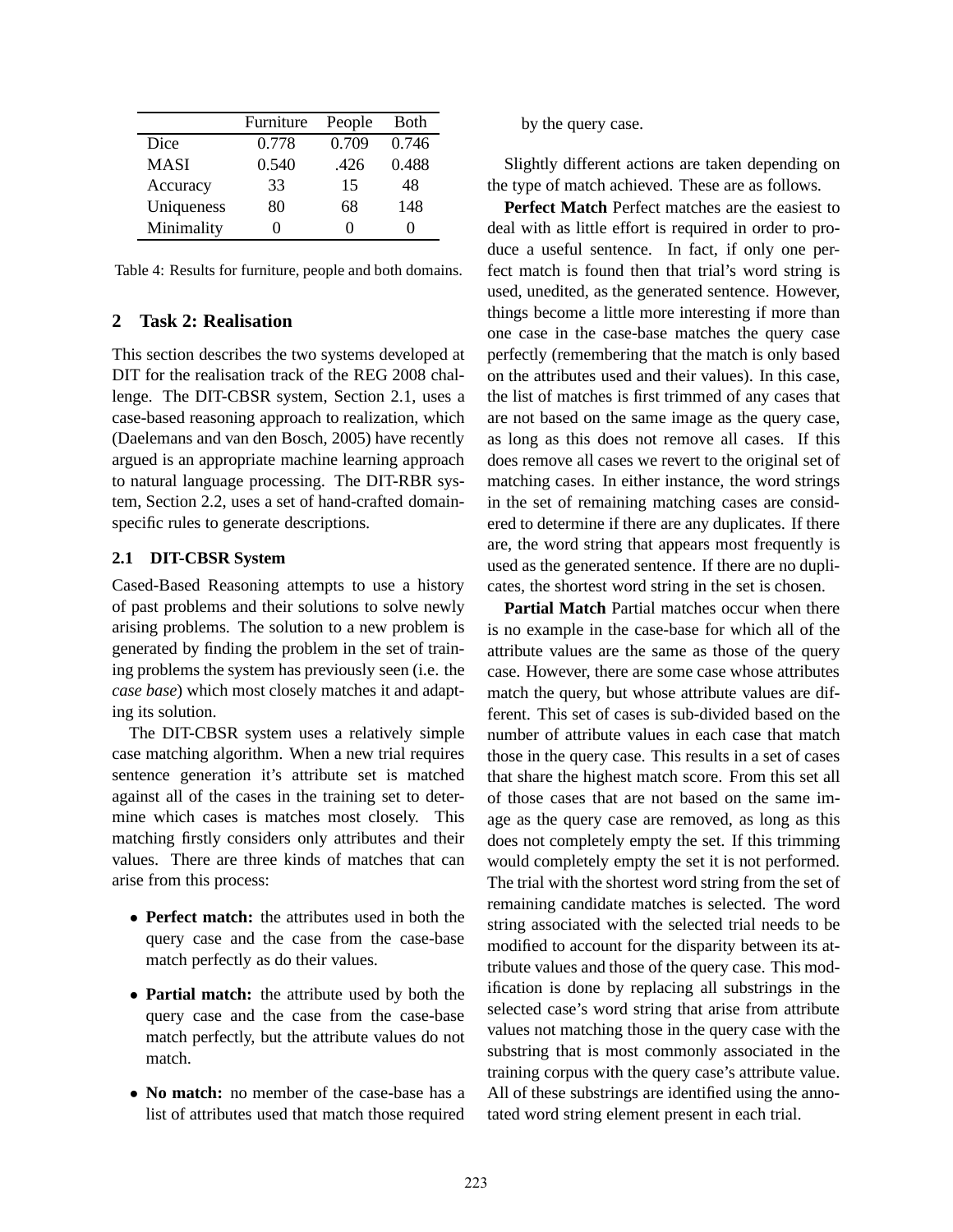|  | Furniture | People | Both |
|---|---|---|---|
| Dice | 0.778 | 0.709 | 0.746 |
| MASI | 0.540 | .426 | 0.488 |
| Accuracy | 33 | 15 | 48 |
| Uniqueness | 80 | 68 | 148 |
| Minimality | 0 | 0 | 0 |

Table 4: Results for furniture, people and both domains.

## 2 Task 2: Realisation

This section describes the two systems developed at DIT for the realisation track of the REG 2008 challenge. The DIT-CBSR system, Section 2.1, uses a case-based reasoning approach to realization, which (Daelemans and van den Bosch, 2005) have recently argued is an appropriate machine learning approach to natural language processing. The DIT-RBR system, Section 2.2, uses a set of hand-crafted domain-specific rules to generate descriptions.

### 2.1 DIT-CBSR System

Cased-Based Reasoning attempts to use a history of past problems and their solutions to solve newly arising problems. The solution to a new problem is generated by finding the problem in the set of training problems the system has previously seen (i.e. the *case base*) which most closely matches it and adapting its solution.

The DIT-CBSR system uses a relatively simple case matching algorithm. When a new trial requires sentence generation it's attribute set is matched against all of the cases in the training set to determine which cases is matches most closely. This matching firstly considers only attributes and their values. There are three kinds of matches that can arise from this process:

- **Perfect match:** the attributes used in both the query case and the case from the case-base match perfectly as do their values.
- **Partial match:** the attribute used by both the query case and the case from the case-base match perfectly, but the attribute values do not match.
- **No match:** no member of the case-base has a list of attributes used that match those required by the query case.

Slightly different actions are taken depending on the type of match achieved. These are as follows.

**Perfect Match** Perfect matches are the easiest to deal with as little effort is required in order to produce a useful sentence. In fact, if only one perfect match is found then that trial's word string is used, unedited, as the generated sentence. However, things become a little more interesting if more than one case in the case-base matches the query case perfectly (remembering that the match is only based on the attributes used and their values). In this case, the list of matches is first trimmed of any cases that are not based on the same image as the query case, as long as this does not remove all cases. If this does remove all cases we revert to the original set of matching cases. In either instance, the word strings in the set of remaining matching cases are considered to determine if there are any duplicates. If there are, the word string that appears most frequently is used as the generated sentence. If there are no duplicates, the shortest word string in the set is chosen.

**Partial Match** Partial matches occur when there is no example in the case-base for which all of the attribute values are the same as those of the query case. However, there are some case whose attributes match the query, but whose attribute values are different. This set of cases is sub-divided based on the number of attribute values in each case that match those in the query case. This results in a set of cases that share the highest match score. From this set all of those cases that are not based on the same image as the query case are removed, as long as this does not completely empty the set. If this trimming would completely empty the set it is not performed. The trial with the shortest word string from the set of remaining candidate matches is selected. The word string associated with the selected trial needs to be modified to account for the disparity between its attribute values and those of the query case. This modification is done by replacing all substrings in the selected case's word string that arise from attribute values not matching those in the query case with the substring that is most commonly associated in the training corpus with the query case's attribute value. All of these substrings are identified using the annotated word string element present in each trial.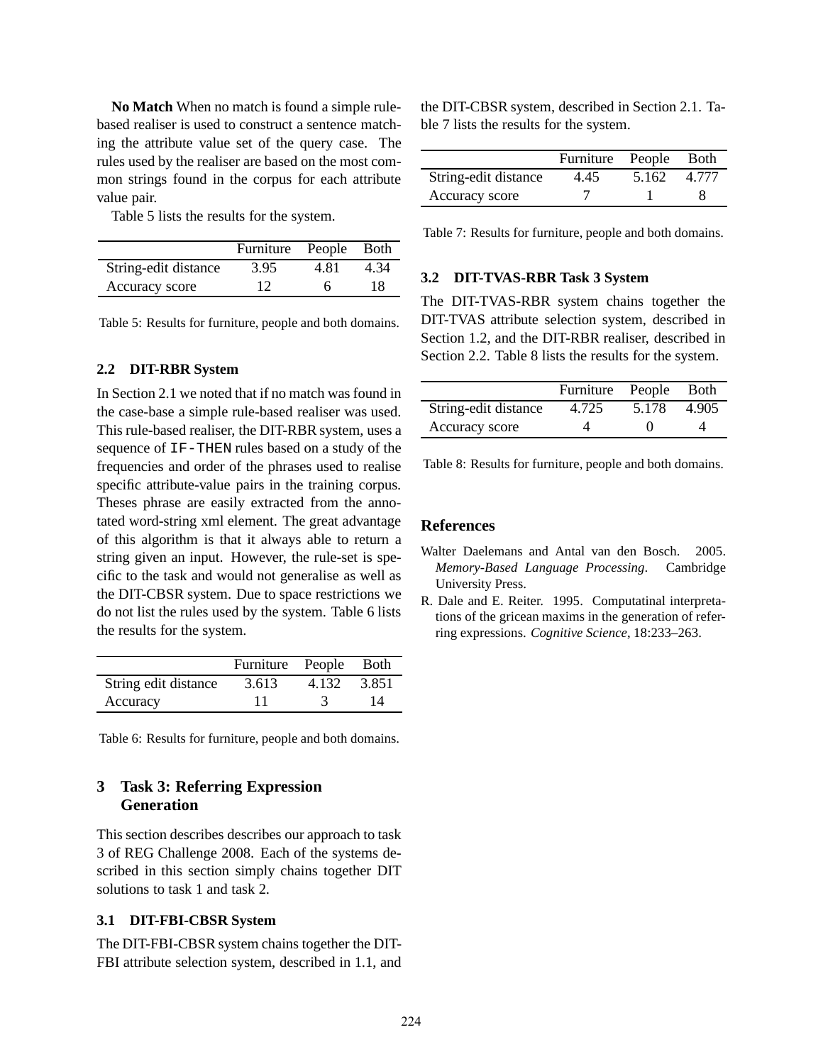**No Match** When no match is found a simple rule-based realiser is used to construct a sentence matching the attribute value set of the query case. The rules used by the realiser are based on the most common strings found in the corpus for each attribute value pair.

Table 5 lists the results for the system.

| | Furniture | People | Both |
|---|---|---|---|
| String-edit distance | 3.95 | 4.81 | 4.34 |
| Accuracy score | 12 | 6 | 18 |

Table 5: Results for furniture, people and both domains.

### 2.2 DIT-RBR System

In Section 2.1 we noted that if no match was found in the case-base a simple rule-based realiser was used. This rule-based realiser, the DIT-RBR system, uses a sequence of `IF-THEN` rules based on a study of the frequencies and order of the phrases used to realise specific attribute-value pairs in the training corpus. Theses phrase are easily extracted from the annotated word-string xml element. The great advantage of this algorithm is that it always able to return a string given an input. However, the rule-set is specific to the task and would not generalise as well as the DIT-CBSR system. Due to space restrictions we do not list the rules used by the system. Table 6 lists the results for the system.

| | Furniture | People | Both |
|---|---|---|---|
| String edit distance | 3.613 | 4.132 | 3.851 |
| Accuracy | 11 | 3 | 14 |

Table 6: Results for furniture, people and both domains.

## 3 Task 3: Referring Expression Generation

This section describes describes our approach to task 3 of REG Challenge 2008. Each of the systems described in this section simply chains together DIT solutions to task 1 and task 2.

### 3.1 DIT-FBI-CBSR System

The DIT-FBI-CBSR system chains together the DIT-FBI attribute selection system, described in 1.1, and the DIT-CBSR system, described in Section 2.1. Table 7 lists the results for the system.

| | Furniture | People | Both |
|---|---|---|---|
| String-edit distance | 4.45 | 5.162 | 4.777 |
| Accuracy score | 7 | 1 | 8 |

Table 7: Results for furniture, people and both domains.

### 3.2 DIT-TVAS-RBR Task 3 System

The DIT-TVAS-RBR system chains together the DIT-TVAS attribute selection system, described in Section 1.2, and the DIT-RBR realiser, described in Section 2.2. Table 8 lists the results for the system.

| | Furniture | People | Both |
|---|---|---|---|
| String-edit distance | 4.725 | 5.178 | 4.905 |
| Accuracy score | 4 | 0 | 4 |

Table 8: Results for furniture, people and both domains.

## References

Walter Daelemans and Antal van den Bosch. 2005. *Memory-Based Language Processing*. Cambridge University Press.

R. Dale and E. Reiter. 1995. Computatinal interpretations of the gricean maxims in the generation of referring expressions. *Cognitive Science*, 18:233–263.